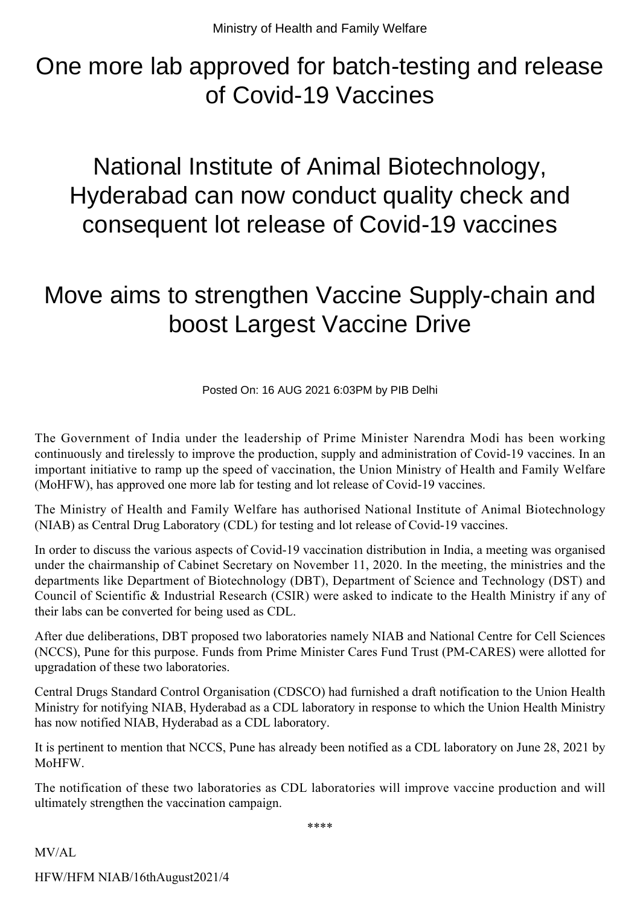Ministry of Health and Family Welfare

# One more lab approved for batch-testing and release of Covid-19 Vaccines

# National Institute of Animal Biotechnology, Hyderabad can now conduct quality check and consequent lot release of Covid-19 vaccines

# Move aims to strengthen Vaccine Supply-chain and boost Largest Vaccine Drive

Posted On: 16 AUG 2021 6:03PM by PIB Delhi

The Government of India under the leadership of Prime Minister Narendra Modi has been working continuously and tirelessly to improve the production, supply and administration of Covid-19 vaccines. In an important initiative to ramp up the speed of vaccination, the Union Ministry of Health and Family Welfare (MoHFW), has approved one more lab for testing and lot release of Covid-19 vaccines.

The Ministry of Health and Family Welfare has authorised National Institute of Animal Biotechnology (NIAB) as Central Drug Laboratory (CDL) for testing and lot release of Covid-19 vaccines.

In order to discuss the various aspects of Covid-19 vaccination distribution in India, a meeting was organised under the chairmanship of Cabinet Secretary on November 11, 2020. In the meeting, the ministries and the departments like Department of Biotechnology (DBT), Department of Science and Technology (DST) and Council of Scientific & Industrial Research (CSIR) were asked to indicate to the Health Ministry if any of their labs can be converted for being used as CDL.

After due deliberations, DBT proposed two laboratories namely NIAB and National Centre for Cell Sciences (NCCS), Pune for this purpose. Funds from Prime Minister Cares Fund Trust (PM-CARES) were allotted for upgradation of these two laboratories.

Central Drugs Standard Control Organisation (CDSCO) had furnished a draft notification to the Union Health Ministry for notifying NIAB, Hyderabad as a CDL laboratory in response to which the Union Health Ministry has now notified NIAB, Hyderabad as a CDL laboratory.

It is pertinent to mention that NCCS, Pune has already been notified as a CDL laboratory on June 28, 2021 by MoHFW.

The notification of these two laboratories as CDL laboratories will improve vaccine production and will ultimately strengthen the vaccination campaign.

****

MV/AL

HFW/HFM NIAB/16thAugust2021/4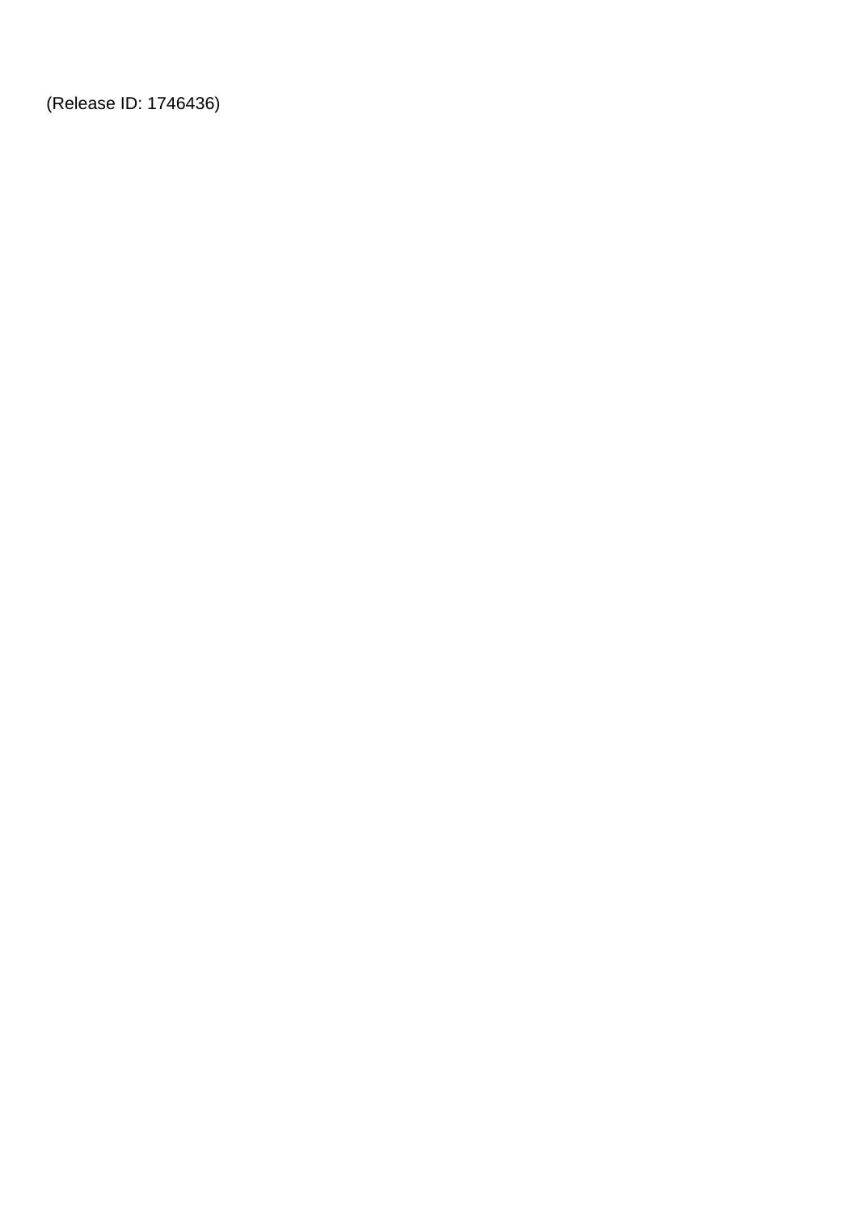(Release ID: 1746436)